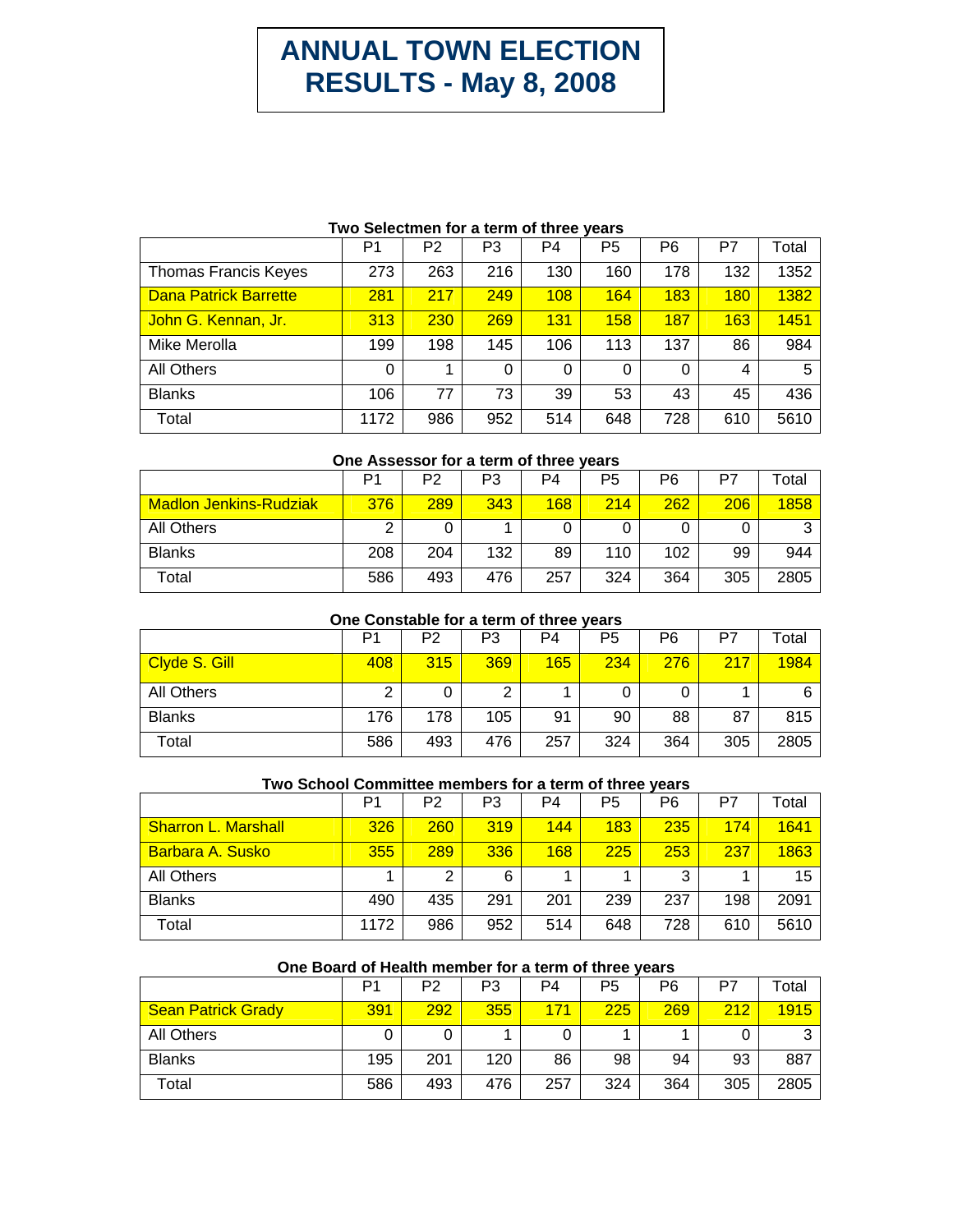# ANNUAL TOWN ELECTION RESULTS - May 8, 2008

### Two Selectmen for a term of three years

| | P1 | P2 | P3 | P4 | P5 | P6 | P7 | Total |
|---|---|---|---|---|---|---|---|---|
| Thomas Francis Keyes | 273 | 263 | 216 | 130 | 160 | 178 | 132 | 1352 |
| Dana Patrick Barrette | 281 | 217 | 249 | 108 | 164 | 183 | 180 | 1382 |
| John G. Kennan, Jr. | 313 | 230 | 269 | 131 | 158 | 187 | 163 | 1451 |
| Mike Merolla | 199 | 198 | 145 | 106 | 113 | 137 | 86 | 984 |
| All Others | 0 | 1 | 0 | 0 | 0 | 0 | 4 | 5 |
| Blanks | 106 | 77 | 73 | 39 | 53 | 43 | 45 | 436 |
| Total | 1172 | 986 | 952 | 514 | 648 | 728 | 610 | 5610 |

### One Assessor for a term of three years

| | P1 | P2 | P3 | P4 | P5 | P6 | P7 | Total |
|---|---|---|---|---|---|---|---|---|
| Madlon Jenkins-Rudziak | 376 | 289 | 343 | 168 | 214 | 262 | 206 | 1858 |
| All Others | 2 | 0 | 1 | 0 | 0 | 0 | 0 | 3 |
| Blanks | 208 | 204 | 132 | 89 | 110 | 102 | 99 | 944 |
| Total | 586 | 493 | 476 | 257 | 324 | 364 | 305 | 2805 |

### One Constable for a term of three years

| | P1 | P2 | P3 | P4 | P5 | P6 | P7 | Total |
|---|---|---|---|---|---|---|---|---|
| Clyde S. Gill | 408 | 315 | 369 | 165 | 234 | 276 | 217 | 1984 |
| All Others | 2 | 0 | 2 | 1 | 0 | 0 | 1 | 6 |
| Blanks | 176 | 178 | 105 | 91 | 90 | 88 | 87 | 815 |
| Total | 586 | 493 | 476 | 257 | 324 | 364 | 305 | 2805 |

### Two School Committee members for a term of three years

| | P1 | P2 | P3 | P4 | P5 | P6 | P7 | Total |
|---|---|---|---|---|---|---|---|---|
| Sharron L. Marshall | 326 | 260 | 319 | 144 | 183 | 235 | 174 | 1641 |
| Barbara A. Susko | 355 | 289 | 336 | 168 | 225 | 253 | 237 | 1863 |
| All Others | 1 | 2 | 6 | 1 | 1 | 3 | 1 | 15 |
| Blanks | 490 | 435 | 291 | 201 | 239 | 237 | 198 | 2091 |
| Total | 1172 | 986 | 952 | 514 | 648 | 728 | 610 | 5610 |

### One Board of Health member for a term of three years

| | P1 | P2 | P3 | P4 | P5 | P6 | P7 | Total |
|---|---|---|---|---|---|---|---|---|
| Sean Patrick Grady | 391 | 292 | 355 | 171 | 225 | 269 | 212 | 1915 |
| All Others | 0 | 0 | 1 | 0 | 1 | 1 | 0 | 3 |
| Blanks | 195 | 201 | 120 | 86 | 98 | 94 | 93 | 887 |
| Total | 586 | 493 | 476 | 257 | 324 | 364 | 305 | 2805 |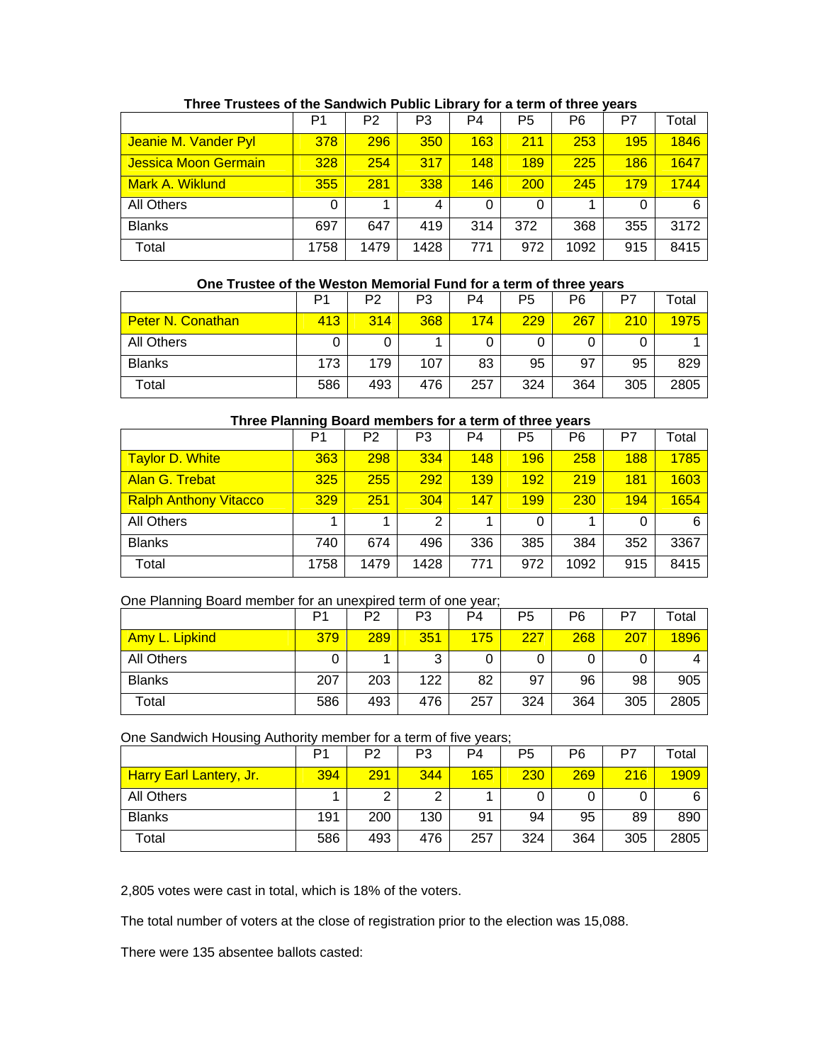**Three Trustees of the Sandwich Public Library for a term of three years**

| | P1 | P2 | P3 | P4 | P5 | P6 | P7 | Total |
|---|---|---|---|---|---|---|---|---|
| Jeanie M. Vander Pyl | 378 | 296 | 350 | 163 | 211 | 253 | 195 | 1846 |
| Jessica Moon Germain | 328 | 254 | 317 | 148 | 189 | 225 | 186 | 1647 |
| Mark A. Wiklund | 355 | 281 | 338 | 146 | 200 | 245 | 179 | 1744 |
| All Others | 0 | 1 | 4 | 0 | 0 | 1 | 0 | 6 |
| Blanks | 697 | 647 | 419 | 314 | 372 | 368 | 355 | 3172 |
| Total | 1758 | 1479 | 1428 | 771 | 972 | 1092 | 915 | 8415 |

**One Trustee of the Weston Memorial Fund for a term of three years**

| | P1 | P2 | P3 | P4 | P5 | P6 | P7 | Total |
|---|---|---|---|---|---|---|---|---|
| Peter N. Conathan | 413 | 314 | 368 | 174 | 229 | 267 | 210 | 1975 |
| All Others | 0 | 0 | 1 | 0 | 0 | 0 | 0 | 1 |
| Blanks | 173 | 179 | 107 | 83 | 95 | 97 | 95 | 829 |
| Total | 586 | 493 | 476 | 257 | 324 | 364 | 305 | 2805 |

**Three Planning Board members for a term of three years**

| | P1 | P2 | P3 | P4 | P5 | P6 | P7 | Total |
|---|---|---|---|---|---|---|---|---|
| Taylor D. White | 363 | 298 | 334 | 148 | 196 | 258 | 188 | 1785 |
| Alan G. Trebat | 325 | 255 | 292 | 139 | 192 | 219 | 181 | 1603 |
| Ralph Anthony Vitacco | 329 | 251 | 304 | 147 | 199 | 230 | 194 | 1654 |
| All Others | 1 | 1 | 2 | 1 | 0 | 1 | 0 | 6 |
| Blanks | 740 | 674 | 496 | 336 | 385 | 384 | 352 | 3367 |
| Total | 1758 | 1479 | 1428 | 771 | 972 | 1092 | 915 | 8415 |

One Planning Board member for an unexpired term of one year;

| | P1 | P2 | P3 | P4 | P5 | P6 | P7 | Total |
|---|---|---|---|---|---|---|---|---|
| Amy L. Lipkind | 379 | 289 | 351 | 175 | 227 | 268 | 207 | 1896 |
| All Others | 0 | 1 | 3 | 0 | 0 | 0 | 0 | 4 |
| Blanks | 207 | 203 | 122 | 82 | 97 | 96 | 98 | 905 |
| Total | 586 | 493 | 476 | 257 | 324 | 364 | 305 | 2805 |

One Sandwich Housing Authority member for a term of five years;

| | P1 | P2 | P3 | P4 | P5 | P6 | P7 | Total |
|---|---|---|---|---|---|---|---|---|
| Harry Earl Lantery, Jr. | 394 | 291 | 344 | 165 | 230 | 269 | 216 | 1909 |
| All Others | 1 | 2 | 2 | 1 | 0 | 0 | 0 | 6 |
| Blanks | 191 | 200 | 130 | 91 | 94 | 95 | 89 | 890 |
| Total | 586 | 493 | 476 | 257 | 324 | 364 | 305 | 2805 |

2,805 votes were cast in total, which is 18% of the voters.

The total number of voters at the close of registration prior to the election was 15,088.

There were 135 absentee ballots casted: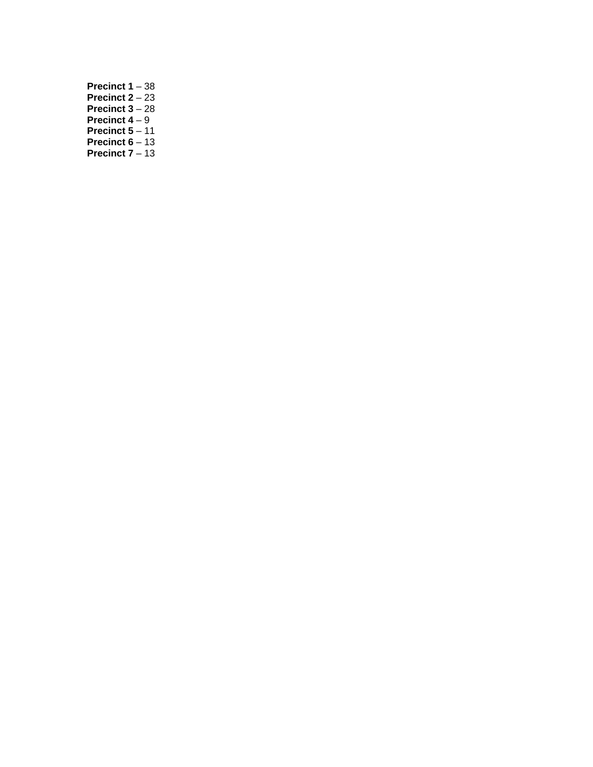**Precinct 1** – 38
**Precinct 2** – 23
**Precinct 3** – 28
**Precinct 4** – 9
**Precinct 5** – 11
**Precinct 6** – 13
**Precinct 7** – 13